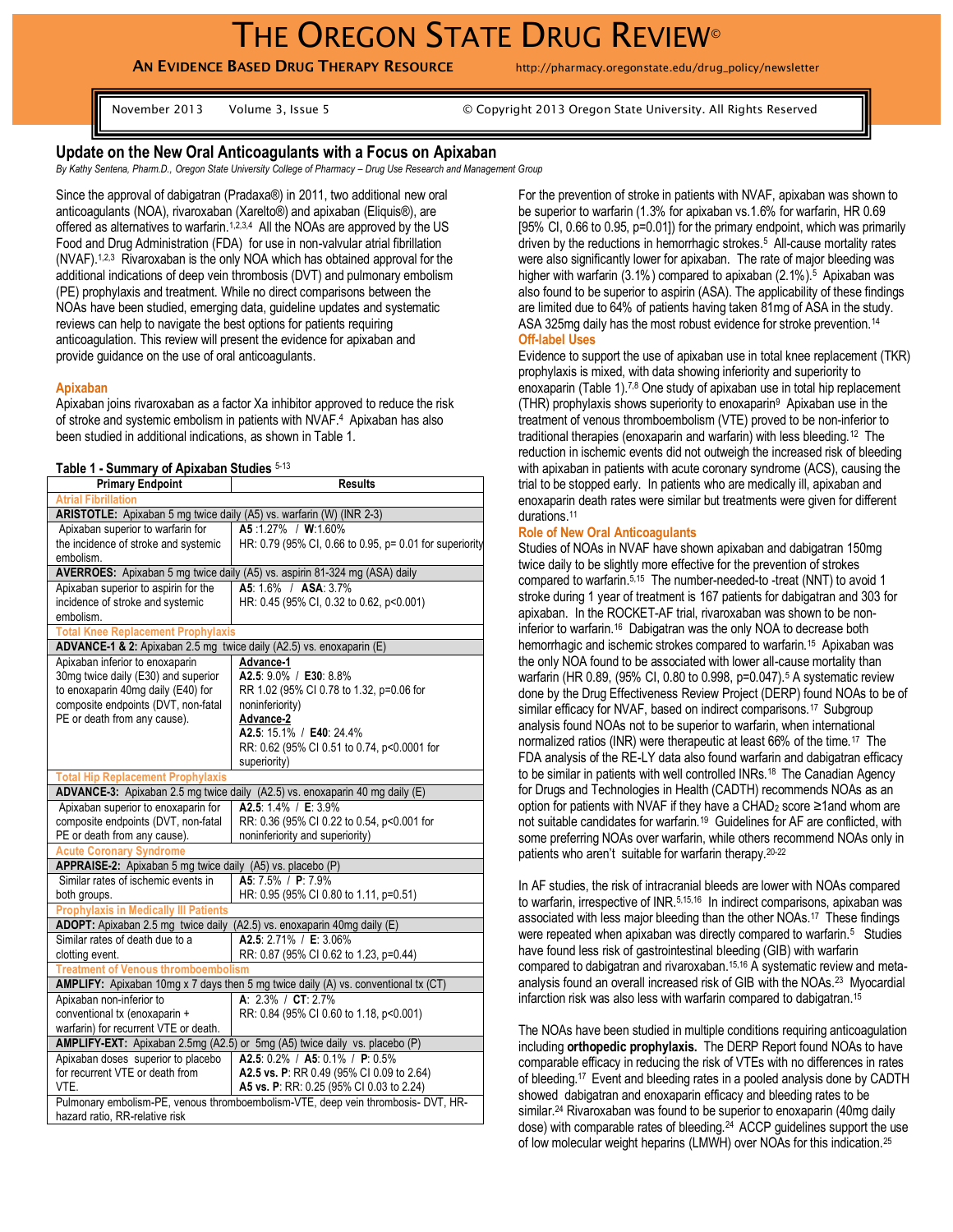# THE OREGON STATE DRUG REVIEW©

**AN EVIDENCE BASED DRUG THERAPY RESOURCE** http://pharmacy.oregonstate.edu/drug_policy/newsletter

November 2013 Volume 3, Issue 5 © Copyright 2013 Oregon State University. All Rights Reserved

## Update on the New Oral Anticoagulants with a Focus on Apixaban

*By Kathy Sentena, Pharm.D., Oregon State University College of Pharmacy – Drug Use Research and Management Group*

Since the approval of dabigatran (Pradaxa®) in 2011, two additional new oral anticoagulants (NOA), rivaroxaban (Xarelto®) and apixaban (Eliquis®), are offered as alternatives to warfarin.[1,2,3,4] All the NOAs are approved by the US Food and Drug Administration (FDA) for use in non-valvular atrial fibrillation (NVAF).[1,2,3] Rivaroxaban is the only NOA which has obtained approval for the additional indications of deep vein thrombosis (DVT) and pulmonary embolism (PE) prophylaxis and treatment. While no direct comparisons between the NOAs have been studied, emerging data, guideline updates and systematic reviews can help to navigate the best options for patients requiring anticoagulation. This review will present the evidence for apixaban and provide guidance on the use of oral anticoagulants.

### Apixaban

Apixaban joins rivaroxaban as a factor Xa inhibitor approved to reduce the risk of stroke and systemic embolism in patients with NVAF.[4] Apixaban has also been studied in additional indications, as shown in Table 1.

**Table 1 - Summary of Apixaban Studies** [5-13]

| Primary Endpoint | Results |
|---|---|
| **Atrial Fibrillation** | |
| **ARISTOTLE:** Apixaban 5 mg twice daily (A5) vs. warfarin (W) (INR 2-3) | |
| Apixaban superior to warfarin for the incidence of stroke and systemic embolism. | **A5** :1.27% / **W**:1.60%<br>HR: 0.79 (95% CI, 0.66 to 0.95, p= 0.01 for superiority |
| **AVERROES:** Apixaban 5 mg twice daily (A5) vs. aspirin 81-324 mg (ASA) daily | |
| Apixaban superior to aspirin for the incidence of stroke and systemic embolism. | **A5**: 1.6% / **ASA**: 3.7%<br>HR: 0.45 (95% CI, 0.32 to 0.62, p<0.001) |
| **Total Knee Replacement Prophylaxis** | |
| **ADVANCE-1 & 2:** Apixaban 2.5 mg twice daily (A2.5) vs. enoxaparin (E) | |
| Apixaban inferior to enoxaparin 30mg twice daily (E30) and superior to enoxaparin 40mg daily (E40) for composite endpoints (DVT, non-fatal PE or death from any cause). | **Advance-1**<br>**A2.5**: 9.0% / **E30**: 8.8%<br>RR 1.02 (95% CI 0.78 to 1.32, p=0.06 for noninferiority)<br>**Advance-2**<br>**A2.5**: 15.1% / **E40**: 24.4%<br>RR: 0.62 (95% CI 0.51 to 0.74, p<0.0001 for superiority) |
| **Total Hip Replacement Prophylaxis** | |
| **ADVANCE-3:** Apixaban 2.5 mg twice daily (A2.5) vs. enoxaparin 40 mg daily (E) | |
| Apixaban superior to enoxaparin for composite endpoints (DVT, non-fatal PE or death from any cause). | **A2.5**: 1.4% / **E**: 3.9%<br>RR: 0.36 (95% CI 0.22 to 0.54, p<0.001 for noninferiority and superiority) |
| **Acute Coronary Syndrome** | |
| **APPRAISE-2:** Apixaban 5 mg twice daily (A5) vs. placebo (P) | |
| Similar rates of ischemic events in both groups. | **A5**: 7.5% / **P**: 7.9%<br>HR: 0.95 (95% CI 0.80 to 1.11, p=0.51) |
| **Prophylaxis in Medically Ill Patients** | |
| **ADOPT:** Apixaban 2.5 mg twice daily (A2.5) vs. enoxaparin 40mg daily (E) | |
| Similar rates of death due to a clotting event. | **A2.5**: 2.71% / **E**: 3.06%<br>RR: 0.87 (95% CI 0.62 to 1.23, p=0.44) |
| **Treatment of Venous thromboembolism** | |
| **AMPLIFY:** Apixaban 10mg x 7 days then 5 mg twice daily (A) vs. conventional tx (CT) | |
| Apixaban non-inferior to conventional tx (enoxaparin + warfarin) for recurrent VTE or death. | **A**: 2.3% / **CT**: 2.7%<br>RR: 0.84 (95% CI 0.60 to 1.18, p<0.001) |
| **AMPLIFY-EXT:** Apixaban 2.5mg (A2.5) or 5mg (A5) twice daily vs. placebo (P) | |
| Apixaban doses superior to placebo for recurrent VTE or death from VTE. | **A2.5**: 0.2% / **A5**: 0.1% / **P**: 0.5%<br>**A2.5 vs. P**: RR 0.49 (95% CI 0.09 to 2.64)<br>**A5 vs. P**: RR: 0.25 (95% CI 0.03 to 2.24) |
| Pulmonary embolism-PE, venous thromboembolism-VTE, deep vein thrombosis- DVT, HR-hazard ratio, RR-relative risk | |

For the prevention of stroke in patients with NVAF, apixaban was shown to be superior to warfarin (1.3% for apixaban vs.1.6% for warfarin, HR 0.69 [95% CI, 0.66 to 0.95, p=0.01]) for the primary endpoint, which was primarily driven by the reductions in hemorrhagic strokes.[5] All-cause mortality rates were also significantly lower for apixaban. The rate of major bleeding was higher with warfarin (3.1%) compared to apixaban (2.1%).[5] Apixaban was also found to be superior to aspirin (ASA). The applicability of these findings are limited due to 64% of patients having taken 81mg of ASA in the study. ASA 325mg daily has the most robust evidence for stroke prevention.[14]

### Off-label Uses

Evidence to support the use of apixaban use in total knee replacement (TKR) prophylaxis is mixed, with data showing inferiority and superiority to enoxaparin (Table 1).[7,8] One study of apixaban use in total hip replacement (THR) prophylaxis shows superiority to enoxaparin[9] Apixaban use in the treatment of venous thromboembolism (VTE) proved to be non-inferior to traditional therapies (enoxaparin and warfarin) with less bleeding.[12] The reduction in ischemic events did not outweigh the increased risk of bleeding with apixaban in patients with acute coronary syndrome (ACS), causing the trial to be stopped early. In patients who are medically ill, apixaban and enoxaparin death rates were similar but treatments were given for different durations.[11]

### Role of New Oral Anticoagulants

Studies of NOAs in NVAF have shown apixaban and dabigatran 150mg twice daily to be slightly more effective for the prevention of strokes compared to warfarin.[5,15] The number-needed-to -treat (NNT) to avoid 1 stroke during 1 year of treatment is 167 patients for dabigatran and 303 for apixaban. In the ROCKET-AF trial, rivaroxaban was shown to be non-inferior to warfarin.[16] Dabigatran was the only NOA to decrease both hemorrhagic and ischemic strokes compared to warfarin.[15] Apixaban was the only NOA found to be associated with lower all-cause mortality than warfarin (HR 0.89, (95% CI, 0.80 to 0.998, p=0.047).[5] A systematic review done by the Drug Effectiveness Review Project (DERP) found NOAs to be of similar efficacy for NVAF, based on indirect comparisons.[17] Subgroup analysis found NOAs not to be superior to warfarin, when international normalized ratios (INR) were therapeutic at least 66% of the time.[17] The FDA analysis of the RE-LY data also found warfarin and dabigatran efficacy to be similar in patients with well controlled INRs.[18] The Canadian Agency for Drugs and Technologies in Health (CADTH) recommends NOAs as an option for patients with NVAF if they have a $CHAD_2$ score ≥1and whom are not suitable candidates for warfarin.[19] Guidelines for AF are conflicted, with some preferring NOAs over warfarin, while others recommend NOAs only in patients who aren't suitable for warfarin therapy.[20-22]

In AF studies, the risk of intracranial bleeds are lower with NOAs compared to warfarin, irrespective of INR.[5,15,16] In indirect comparisons, apixaban was associated with less major bleeding than the other NOAs.[17] These findings were repeated when apixaban was directly compared to warfarin.[5] Studies have found less risk of gastrointestinal bleeding (GIB) with warfarin compared to dabigatran and rivaroxaban.[15,16] A systematic review and meta-analysis found an overall increased risk of GIB with the NOAs.[23] Myocardial infarction risk was also less with warfarin compared to dabigatran.[15]

The NOAs have been studied in multiple conditions requiring anticoagulation including **orthopedic prophylaxis.** The DERP Report found NOAs to have comparable efficacy in reducing the risk of VTEs with no differences in rates of bleeding.[17] Event and bleeding rates in a pooled analysis done by CADTH showed dabigatran and enoxaparin efficacy and bleeding rates to be similar.[24] Rivaroxaban was found to be superior to enoxaparin (40mg daily dose) with comparable rates of bleeding.[24] ACCP guidelines support the use of low molecular weight heparins (LMWH) over NOAs for this indication.[25]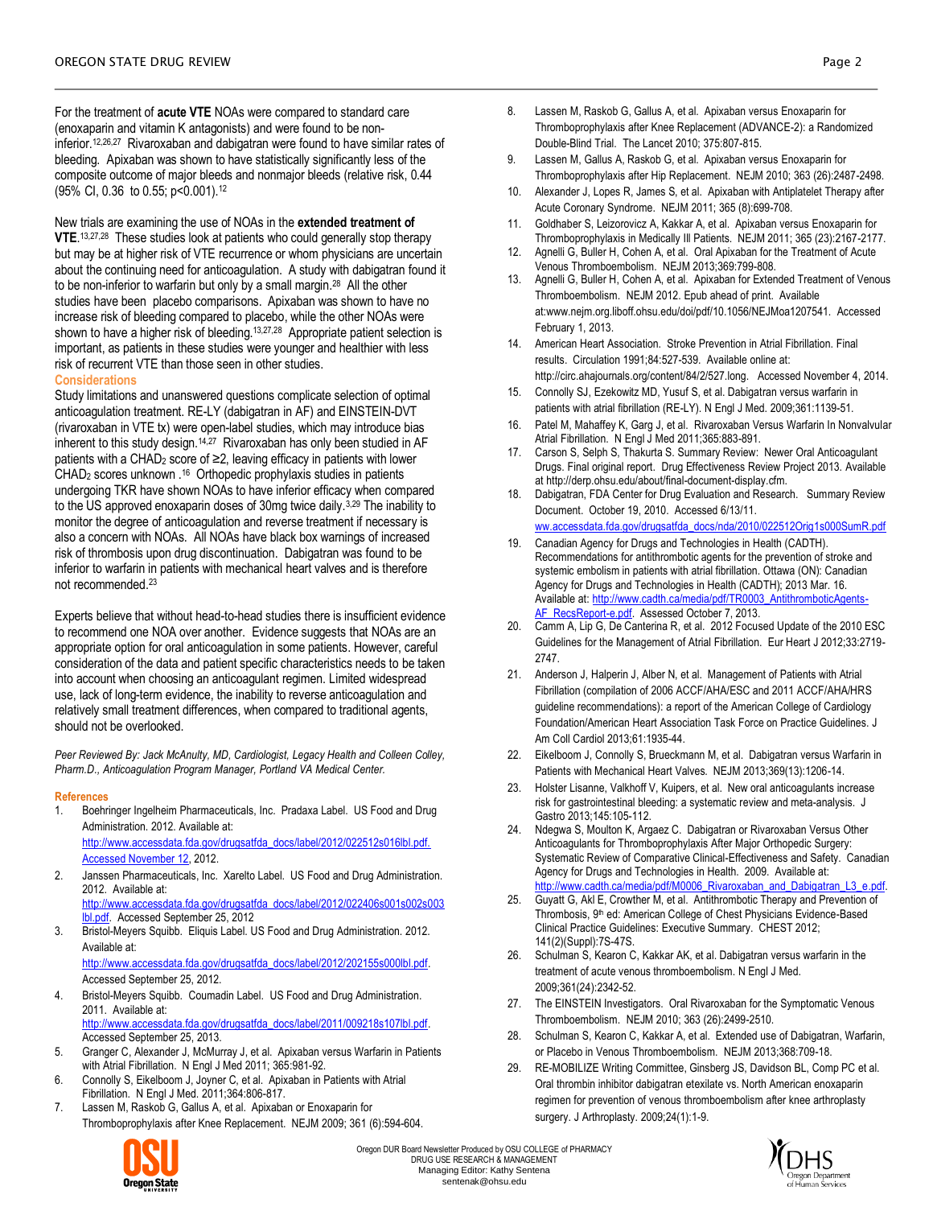For the treatment of **acute VTE** NOAs were compared to standard care (enoxaparin and vitamin K antagonists) and were found to be non-inferior.[12,26,27] Rivaroxaban and dabigatran were found to have similar rates of bleeding. Apixaban was shown to have statistically significantly less of the composite outcome of major bleeds and nonmajor bleeds (relative risk, 0.44 (95% CI, 0.36 to 0.55; $p<0.001$).[12]

New trials are examining the use of NOAs in the **extended treatment of VTE**.[13,27,28] These studies look at patients who could generally stop therapy but may be at higher risk of VTE recurrence or whom physicians are uncertain about the continuing need for anticoagulation. A study with dabigatran found it to be non-inferior to warfarin but only by a small margin.[28] All the other studies have been placebo comparisons. Apixaban was shown to have no increase risk of bleeding compared to placebo, while the other NOAs were shown to have a higher risk of bleeding.[13,27,28] Appropriate patient selection is important, as patients in these studies were younger and healthier with less risk of recurrent VTE than those seen in other studies.

### Considerations

Study limitations and unanswered questions complicate selection of optimal anticoagulation treatment. RE-LY (dabigatran in AF) and EINSTEIN-DVT (rivaroxaban in VTE tx) were open-label studies, which may introduce bias inherent to this study design.[14,27] Rivaroxaban has only been studied in AF patients with a $CHAD_2$ score of ≥2, leaving efficacy in patients with lower $CHAD_2$ scores unknown .[16] Orthopedic prophylaxis studies in patients undergoing TKR have shown NOAs to have inferior efficacy when compared to the US approved enoxaparin doses of 30mg twice daily.[3,29] The inability to monitor the degree of anticoagulation and reverse treatment if necessary is also a concern with NOAs. All NOAs have black box warnings of increased risk of thrombosis upon drug discontinuation. Dabigatran was found to be inferior to warfarin in patients with mechanical heart valves and is therefore not recommended.[23]

Experts believe that without head-to-head studies there is insufficient evidence to recommend one NOA over another. Evidence suggests that NOAs are an appropriate option for oral anticoagulation in some patients. However, careful consideration of the data and patient specific characteristics needs to be taken into account when choosing an anticoagulant regimen. Limited widespread use, lack of long-term evidence, the inability to reverse anticoagulation and relatively small treatment differences, when compared to traditional agents, should not be overlooked.

*Peer Reviewed By: Jack McAnulty, MD, Cardiologist, Legacy Health and Colleen Colley, Pharm.D., Anticoagulation Program Manager, Portland VA Medical Center.*

### References

1. Boehringer Ingelheim Pharmaceuticals, Inc. Pradaxa Label. US Food and Drug Administration. 2012. Available at: http://www.accessdata.fda.gov/drugsatfda_docs/label/2012/022512s016lbl.pdf. Accessed November 12, 2012.
2. Janssen Pharmaceuticals, Inc. Xarelto Label. US Food and Drug Administration. 2012. Available at: http://www.accessdata.fda.gov/drugsatfda_docs/label/2012/022406s001s002s003lbl.pdf. Accessed September 25, 2012
3. Bristol-Meyers Squibb. Eliquis Label. US Food and Drug Administration. 2012. Available at: http://www.accessdata.fda.gov/drugsatfda_docs/label/2012/202155s000lbl.pdf. Accessed September 25, 2012.
4. Bristol-Meyers Squibb. Coumadin Label. US Food and Drug Administration. 2011. Available at: http://www.accessdata.fda.gov/drugsatfda_docs/label/2011/009218s107lbl.pdf. Accessed September 25, 2013.
5. Granger C, Alexander J, McMurray J, et al. Apixaban versus Warfarin in Patients with Atrial Fibrillation. N Engl J Med 2011; 365:981-92.
6. Connolly S, Eikelboom J, Joyner C, et al. Apixaban in Patients with Atrial Fibrillation. N Engl J Med. 2011;364:806-817.
7. Lassen M, Raskob G, Gallus A, et al. Apixaban or Enoxaparin for Thromboprophylaxis after Knee Replacement. NEJM 2009; 361 (6):594-604.
8. Lassen M, Raskob G, Gallus A, et al. Apixaban versus Enoxaparin for Thromboprophylaxis after Knee Replacement (ADVANCE-2): a Randomized Double-Blind Trial. The Lancet 2010; 375:807-815.
9. Lassen M, Gallus A, Raskob G, et al. Apixaban versus Enoxaparin for Thromboprophylaxis after Hip Replacement. NEJM 2010; 363 (26):2487-2498.
10. Alexander J, Lopes R, James S, et al. Apixaban with Antiplatelet Therapy after Acute Coronary Syndrome. NEJM 2011; 365 (8):699-708.
11. Goldhaber S, Leizorovicz A, Kakkar A, et al. Apixaban versus Enoxaparin for Thromboprophylaxis in Medically Ill Patients. NEJM 2011; 365 (23):2167-2177.
12. Agnelli G, Buller H, Cohen A, et al. Oral Apixaban for the Treatment of Acute Venous Thromboembolism. NEJM 2013;369:799-808.
13. Agnelli G, Buller H, Cohen A, et al. Apixaban for Extended Treatment of Venous Thromboembolism. NEJM 2012. Epub ahead of print. Available at:www.nejm.org.liboff.ohsu.edu/doi/pdf/10.1056/NEJMoa1207541. Accessed February 1, 2013.
14. American Heart Association. Stroke Prevention in Atrial Fibrillation. Final results. Circulation 1991;84:527-539. Available online at: http://circ.ahajournals.org/content/84/2/527.long. Accessed November 4, 2014.
15. Connolly SJ, Ezekowitz MD, Yusuf S, et al. Dabigatran versus warfarin in patients with atrial fibrillation (RE-LY). N Engl J Med. 2009;361:1139-51.
16. Patel M, Mahaffey K, Garg J, et al. Rivaroxaban Versus Warfarin In Nonvalvular Atrial Fibrillation. N Engl J Med 2011;365:883-891.
17. Carson S, Selph S, Thakurta S. Summary Review: Newer Oral Anticoagulant Drugs. Final original report. Drug Effectiveness Review Project 2013. Available at http://derp.ohsu.edu/about/final-document-display.cfm.
18. Dabigatran, FDA Center for Drug Evaluation and Research. Summary Review Document. October 19, 2010. Accessed 6/13/11. ww.accessdata.fda.gov/drugsatfda_docs/nda/2010/022512Orig1s000SumR.pdf
19. Canadian Agency for Drugs and Technologies in Health (CADTH). Recommendations for antithrombotic agents for the prevention of stroke and systemic embolism in patients with atrial fibrillation. Ottawa (ON): Canadian Agency for Drugs and Technologies in Health (CADTH); 2013 Mar. 16. Available at: http://www.cadth.ca/media/pdf/TR0003_AntithromboticAgents-AF_RecsReport-e.pdf. Assessed October 7, 2013.
20. Camm A, Lip G, De Canterina R, et al. 2012 Focused Update of the 2010 ESC Guidelines for the Management of Atrial Fibrillation. Eur Heart J 2012;33:2719-2747.
21. Anderson J, Halperin J, Alber N, et al. Management of Patients with Atrial Fibrillation (compilation of 2006 ACCF/AHA/ESC and 2011 ACCF/AHA/HRS guideline recommendations): a report of the American College of Cardiology Foundation/American Heart Association Task Force on Practice Guidelines. J Am Coll Cardiol 2013;61:1935-44.
22. Eikelboom J, Connolly S, Brueckmann M, et al. Dabigatran versus Warfarin in Patients with Mechanical Heart Valves. NEJM 2013;369(13):1206-14.
23. Holster Lisanne, Valkhoff V, Kuipers, et al. New oral anticoagulants increase risk for gastrointestinal bleeding: a systematic review and meta-analysis. J Gastro 2013;145:105-112.
24. Ndegwa S, Moulton K, Argaez C. Dabigatran or Rivaroxaban Versus Other Anticoagulants for Thromboprophylaxis After Major Orthopedic Surgery: Systematic Review of Comparative Clinical-Effectiveness and Safety. Canadian Agency for Drugs and Technologies in Health. 2009. Available at: http://www.cadth.ca/media/pdf/M0006_Rivaroxaban_and_Dabigatran_L3_e.pdf.
25. Guyatt G, Akl E, Crowther M, et al. Antithrombotic Therapy and Prevention of Thrombosis, 9th ed: American College of Chest Physicians Evidence-Based Clinical Practice Guidelines: Executive Summary. CHEST 2012; 141(2)(Suppl):7S-47S.
26. Schulman S, Kearon C, Kakkar AK, et al. Dabigatran versus warfarin in the treatment of acute venous thromboembolism. N Engl J Med. 2009;361(24):2342-52.
27. The EINSTEIN Investigators. Oral Rivaroxaban for the Symptomatic Venous Thromboembolism. NEJM 2010; 363 (26):2499-2510.
28. Schulman S, Kearon C, Kakkar A, et al. Extended use of Dabigatran, Warfarin, or Placebo in Venous Thromboembolism. NEJM 2013;368:709-18.
29. RE-MOBILIZE Writing Committee, Ginsberg JS, Davidson BL, Comp PC et al. Oral thrombin inhibitor dabigatran etexilate vs North American enoxaparin regimen for prevention of venous thromboembolism after knee arthroplasty surgery. J Arthroplasty. 2009;24(1):1-9.

Oregon DUR Board Newsletter Produced by OSU COLLEGE of PHARMACY
DRUG USE RESEARCH & MANAGEMENT
Managing Editor: Kathy Sentena
sentenak@ohsu.edu